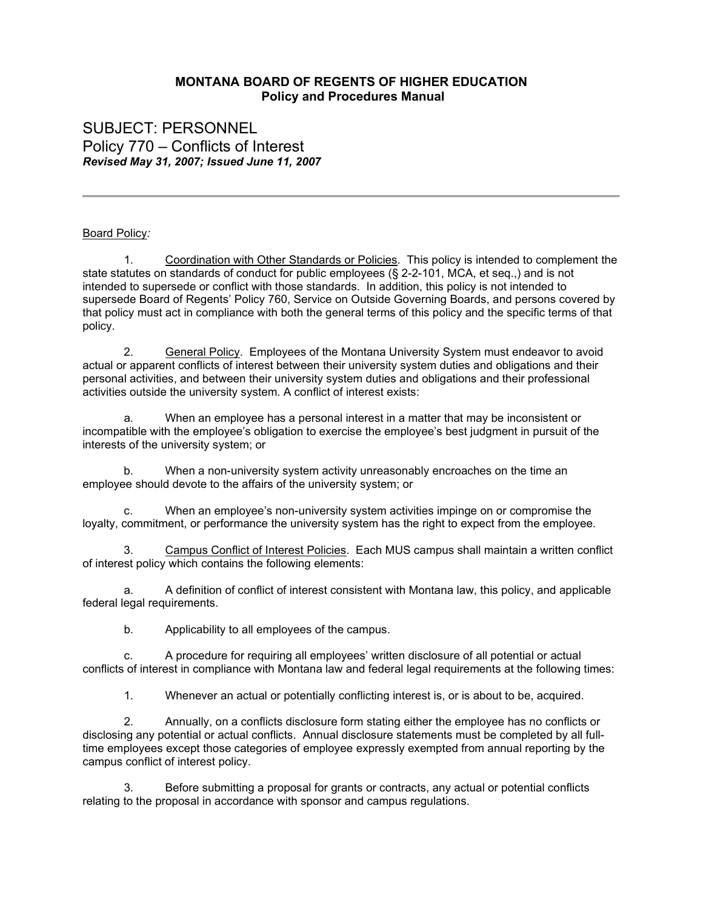**MONTANA BOARD OF REGENTS OF HIGHER EDUCATION**
**Policy and Procedures Manual**

# SUBJECT: PERSONNEL

## Policy 770 – Conflicts of Interest

***Revised May 31, 2007; Issued June 11, 2007***

---

Board Policy*:*

1. Coordination with Other Standards or Policies. This policy is intended to complement the state statutes on standards of conduct for public employees (§ 2-2-101, MCA, et seq.,) and is not intended to supersede or conflict with those standards. In addition, this policy is not intended to supersede Board of Regents' Policy 760, Service on Outside Governing Boards, and persons covered by that policy must act in compliance with both the general terms of this policy and the specific terms of that policy.

2. General Policy. Employees of the Montana University System must endeavor to avoid actual or apparent conflicts of interest between their university system duties and obligations and their personal activities, and between their university system duties and obligations and their professional activities outside the university system. A conflict of interest exists:

   a. When an employee has a personal interest in a matter that may be inconsistent or incompatible with the employee's obligation to exercise the employee's best judgment in pursuit of the interests of the university system; or

   b. When a non-university system activity unreasonably encroaches on the time an employee should devote to the affairs of the university system; or

   c. When an employee's non-university system activities impinge on or compromise the loyalty, commitment, or performance the university system has the right to expect from the employee.

3. Campus Conflict of Interest Policies. Each MUS campus shall maintain a written conflict of interest policy which contains the following elements:

   a. A definition of conflict of interest consistent with Montana law, this policy, and applicable federal legal requirements.

   b. Applicability to all employees of the campus.

   c. A procedure for requiring all employees' written disclosure of all potential or actual conflicts of interest in compliance with Montana law and federal legal requirements at the following times:

      1. Whenever an actual or potentially conflicting interest is, or is about to be, acquired.

      2. Annually, on a conflicts disclosure form stating either the employee has no conflicts or disclosing any potential or actual conflicts. Annual disclosure statements must be completed by all full-time employees except those categories of employee expressly exempted from annual reporting by the campus conflict of interest policy.

      3. Before submitting a proposal for grants or contracts, any actual or potential conflicts relating to the proposal in accordance with sponsor and campus regulations.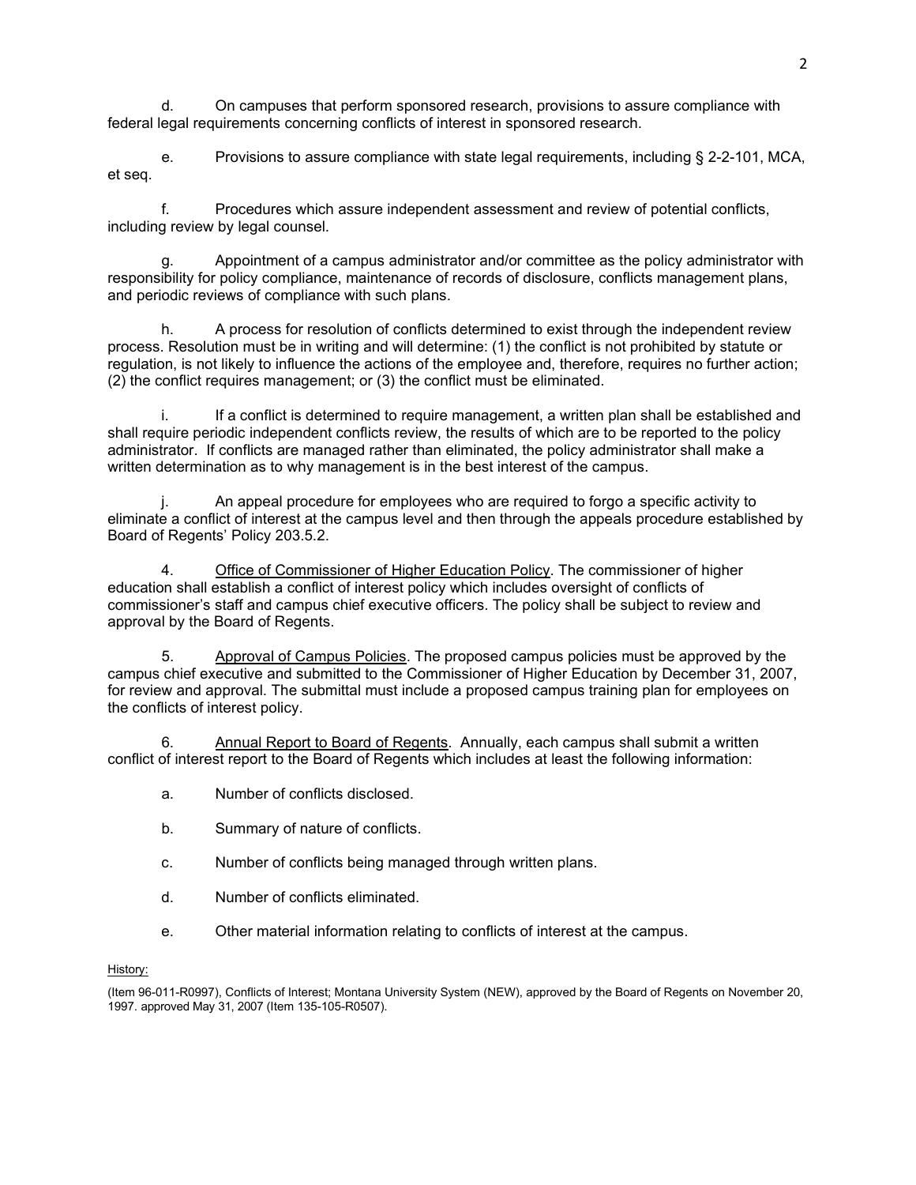d. On campuses that perform sponsored research, provisions to assure compliance with federal legal requirements concerning conflicts of interest in sponsored research.

e. Provisions to assure compliance with state legal requirements, including § 2-2-101, MCA, et seq.

f. Procedures which assure independent assessment and review of potential conflicts, including review by legal counsel.

g. Appointment of a campus administrator and/or committee as the policy administrator with responsibility for policy compliance, maintenance of records of disclosure, conflicts management plans, and periodic reviews of compliance with such plans.

h. A process for resolution of conflicts determined to exist through the independent review process. Resolution must be in writing and will determine: (1) the conflict is not prohibited by statute or regulation, is not likely to influence the actions of the employee and, therefore, requires no further action; (2) the conflict requires management; or (3) the conflict must be eliminated.

i. If a conflict is determined to require management, a written plan shall be established and shall require periodic independent conflicts review, the results of which are to be reported to the policy administrator. If conflicts are managed rather than eliminated, the policy administrator shall make a written determination as to why management is in the best interest of the campus.

j. An appeal procedure for employees who are required to forgo a specific activity to eliminate a conflict of interest at the campus level and then through the appeals procedure established by Board of Regents' Policy 203.5.2.

4. Office of Commissioner of Higher Education Policy. The commissioner of higher education shall establish a conflict of interest policy which includes oversight of conflicts of commissioner's staff and campus chief executive officers. The policy shall be subject to review and approval by the Board of Regents.

5. Approval of Campus Policies. The proposed campus policies must be approved by the campus chief executive and submitted to the Commissioner of Higher Education by December 31, 2007, for review and approval. The submittal must include a proposed campus training plan for employees on the conflicts of interest policy.

6. Annual Report to Board of Regents. Annually, each campus shall submit a written conflict of interest report to the Board of Regents which includes at least the following information:

a. Number of conflicts disclosed.

b. Summary of nature of conflicts.

c. Number of conflicts being managed through written plans.

d. Number of conflicts eliminated.

e. Other material information relating to conflicts of interest at the campus.

History:

(Item 96-011-R0997), Conflicts of Interest; Montana University System (NEW), approved by the Board of Regents on November 20, 1997. approved May 31, 2007 (Item 135-105-R0507).